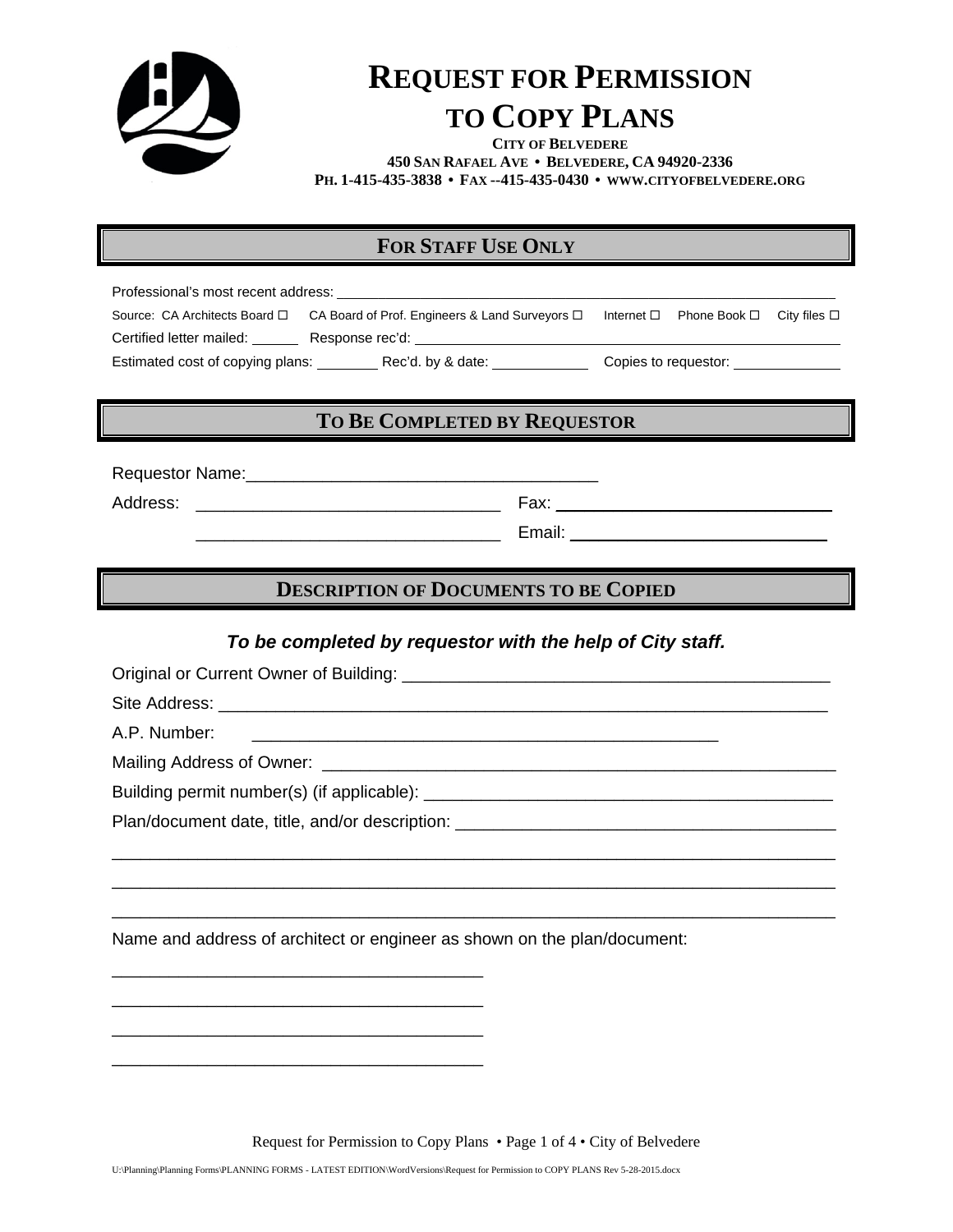# REQUEST FOR PERMISSION TO COPY PLANS

**CITY OF BELVEDERE**
**450 SAN RAFAEL AVE • BELVEDERE, CA 94920-2336**
**PH. 1-415-435-3838 • FAX --415-435-0430 • WWW.CITYOFBELVEDERE.ORG**

## FOR STAFF USE ONLY

Professional's most recent address: ______________________________________________

Source: CA Architects Board ☐ CA Board of Prof. Engineers & Land Surveyors ☐ Internet ☐ Phone Book ☐ City files ☐

Certified letter mailed: ______ Response rec'd: ______________________________________________

Estimated cost of copying plans: ________ Rec'd. by & date: ____________ Copies to requestor: ____________

## TO BE COMPLETED BY REQUESTOR

Requestor Name:_____________________________________

Address: ________________________________ Fax: ______________________________

________________________________ Email: ____________________________

## DESCRIPTION OF DOCUMENTS TO BE COPIED

***To be completed by requestor with the help of City staff.***

Original or Current Owner of Building: _____________________________________________

Site Address: _________________________________________________________________

A.P. Number: _________________________________________________

Mailing Address of Owner: ______________________________________________________

Building permit number(s) (if applicable): __________________________________________

Plan/document date, title, and/or description: ________________________________________

_____________________________________________________________________________

_____________________________________________________________________________

_____________________________________________________________________________

Name and address of architect or engineer as shown on the plan/document:

_______________________________________

_______________________________________

_______________________________________

_______________________________________

U:\Planning\Planning Forms\PLANNING FORMS - LATEST EDITION\WordVersions\Request for Permission to COPY PLANS Rev 5-28-2015.docx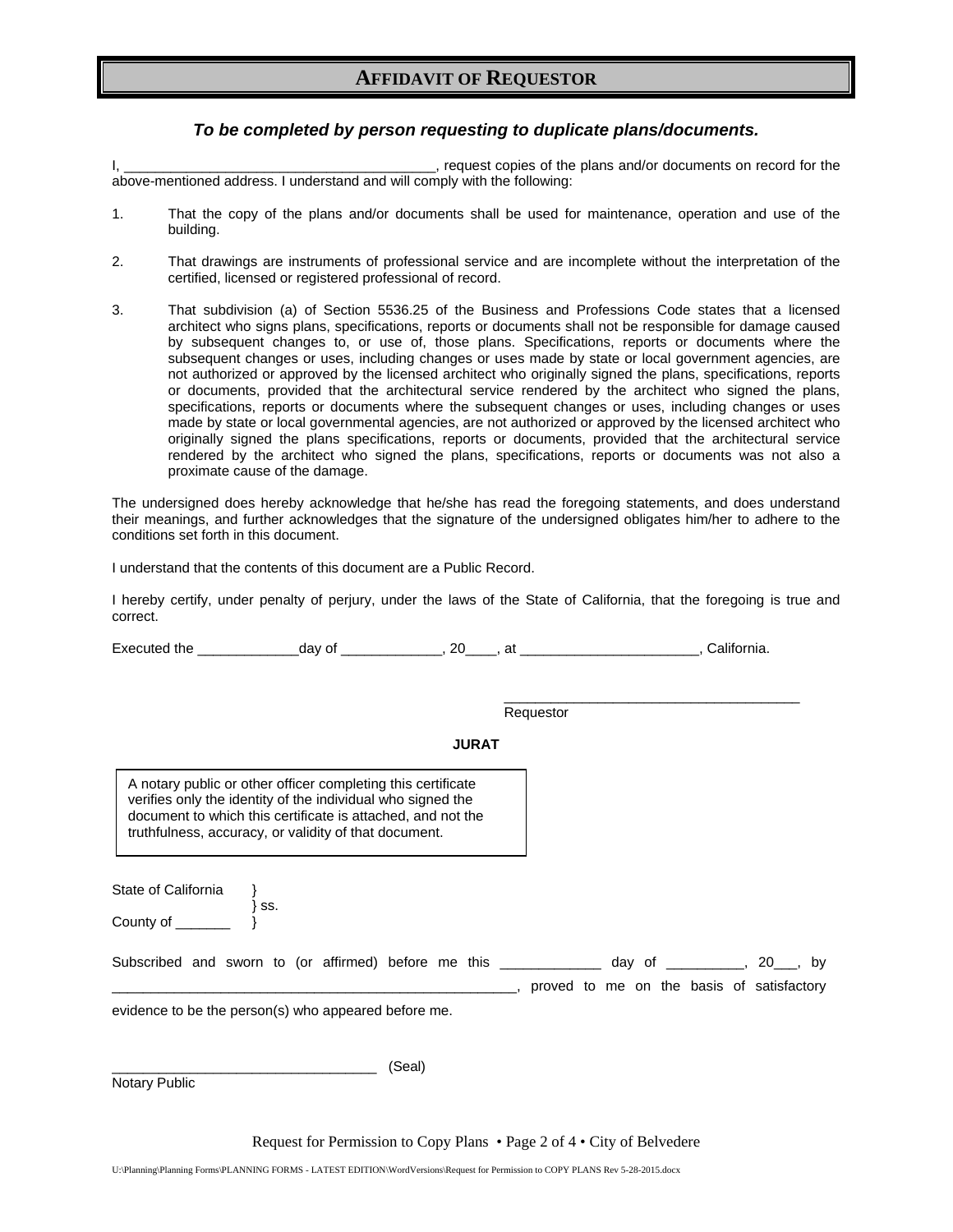# AFFIDAVIT OF REQUESTOR

***To be completed by person requesting to duplicate plans/documents.***

I, _______________________________________, request copies of the plans and/or documents on record for the above-mentioned address. I understand and will comply with the following:

1. That the copy of the plans and/or documents shall be used for maintenance, operation and use of the building.

2. That drawings are instruments of professional service and are incomplete without the interpretation of the certified, licensed or registered professional of record.

3. That subdivision (a) of Section 5536.25 of the Business and Professions Code states that a licensed architect who signs plans, specifications, reports or documents shall not be responsible for damage caused by subsequent changes to, or use of, those plans. Specifications, reports or documents where the subsequent changes or uses, including changes or uses made by state or local government agencies, are not authorized or approved by the licensed architect who originally signed the plans, specifications, reports or documents, provided that the architectural service rendered by the architect who signed the plans, specifications, reports or documents where the subsequent changes or uses, including changes or uses made by state or local governmental agencies, are not authorized or approved by the licensed architect who originally signed the plans specifications, reports or documents, provided that the architectural service rendered by the architect who signed the plans, specifications, reports or documents was not also a proximate cause of the damage.

The undersigned does hereby acknowledge that he/she has read the foregoing statements, and does understand their meanings, and further acknowledges that the signature of the undersigned obligates him/her to adhere to the conditions set forth in this document.

I understand that the contents of this document are a Public Record.

I hereby certify, under penalty of perjury, under the laws of the State of California, that the foregoing is true and correct.

Executed the _____________day of _____________, 20____, at _______________________, California.

_______________________________________
Requestor

**JURAT**

A notary public or other officer completing this certificate verifies only the identity of the individual who signed the document to which this certificate is attached, and not the truthfulness, accuracy, or validity of that document.

State of California }
} ss.
County of _______ }

Subscribed and sworn to (or affirmed) before me this _____________ day of __________, 20___, by _______________________________________________________, proved to me on the basis of satisfactory evidence to be the person(s) who appeared before me.

__________________________________ (Seal)
Notary Public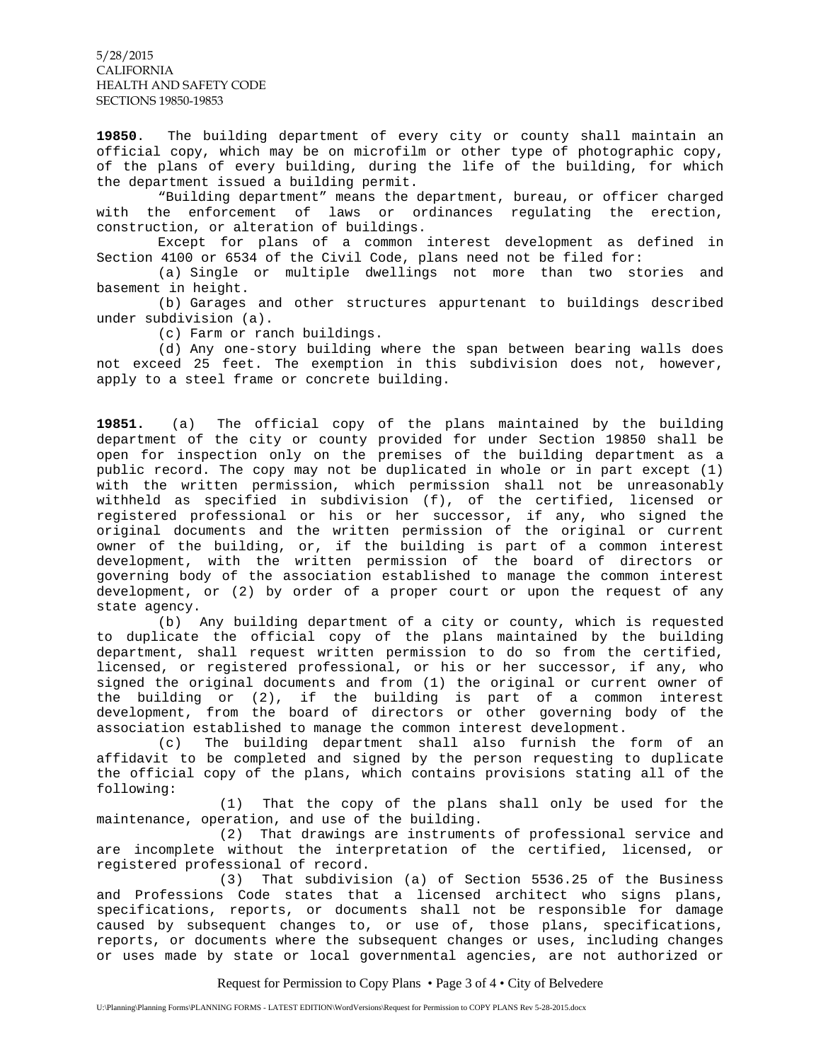5/28/2015
CALIFORNIA
HEALTH AND SAFETY CODE
SECTIONS 19850-19853

**19850**. The building department of every city or county shall maintain an official copy, which may be on microfilm or other type of photographic copy, of the plans of every building, during the life of the building, for which the department issued a building permit.

"Building department" means the department, bureau, or officer charged with the enforcement of laws or ordinances regulating the erection, construction, or alteration of buildings.

Except for plans of a common interest development as defined in Section 4100 or 6534 of the Civil Code, plans need not be filed for:

(a) Single or multiple dwellings not more than two stories and basement in height.

(b) Garages and other structures appurtenant to buildings described under subdivision (a).

(c) Farm or ranch buildings.

(d) Any one-story building where the span between bearing walls does not exceed 25 feet. The exemption in this subdivision does not, however, apply to a steel frame or concrete building.

**19851.** (a) The official copy of the plans maintained by the building department of the city or county provided for under Section 19850 shall be open for inspection only on the premises of the building department as a public record. The copy may not be duplicated in whole or in part except (1) with the written permission, which permission shall not be unreasonably withheld as specified in subdivision (f), of the certified, licensed or registered professional or his or her successor, if any, who signed the original documents and the written permission of the original or current owner of the building, or, if the building is part of a common interest development, with the written permission of the board of directors or governing body of the association established to manage the common interest development, or (2) by order of a proper court or upon the request of any state agency.

(b) Any building department of a city or county, which is requested to duplicate the official copy of the plans maintained by the building department, shall request written permission to do so from the certified, licensed, or registered professional, or his or her successor, if any, who signed the original documents and from (1) the original or current owner of the building or (2), if the building is part of a common interest development, from the board of directors or other governing body of the association established to manage the common interest development.

(c) The building department shall also furnish the form of an affidavit to be completed and signed by the person requesting to duplicate the official copy of the plans, which contains provisions stating all of the following:

(1) That the copy of the plans shall only be used for the maintenance, operation, and use of the building.

(2) That drawings are instruments of professional service and are incomplete without the interpretation of the certified, licensed, or registered professional of record.

(3) That subdivision (a) of Section 5536.25 of the Business and Professions Code states that a licensed architect who signs plans, specifications, reports, or documents shall not be responsible for damage caused by subsequent changes to, or use of, those plans, specifications, reports, or documents where the subsequent changes or uses, including changes or uses made by state or local governmental agencies, are not authorized or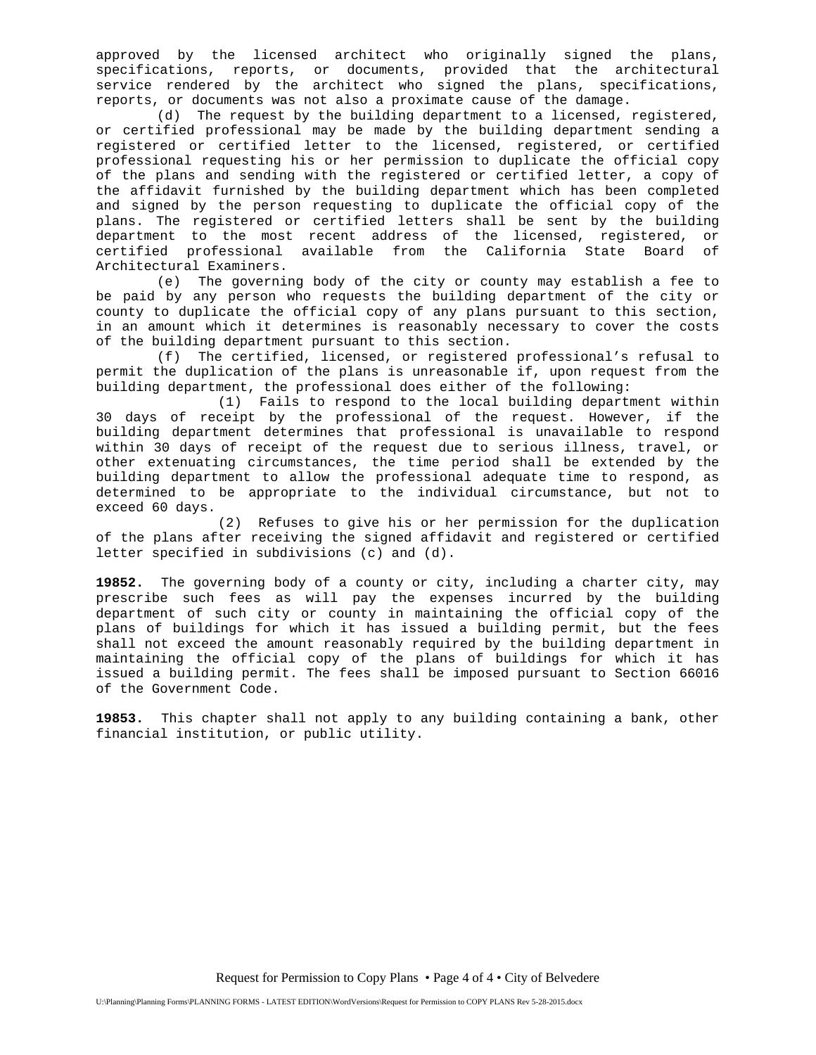approved by the licensed architect who originally signed the plans, specifications, reports, or documents, provided that the architectural service rendered by the architect who signed the plans, specifications, reports, or documents was not also a proximate cause of the damage.

(d) The request by the building department to a licensed, registered, or certified professional may be made by the building department sending a registered or certified letter to the licensed, registered, or certified professional requesting his or her permission to duplicate the official copy of the plans and sending with the registered or certified letter, a copy of the affidavit furnished by the building department which has been completed and signed by the person requesting to duplicate the official copy of the plans. The registered or certified letters shall be sent by the building department to the most recent address of the licensed, registered, or certified professional available from the California State Board of Architectural Examiners.

(e) The governing body of the city or county may establish a fee to be paid by any person who requests the building department of the city or county to duplicate the official copy of any plans pursuant to this section, in an amount which it determines is reasonably necessary to cover the costs of the building department pursuant to this section.

(f) The certified, licensed, or registered professional's refusal to permit the duplication of the plans is unreasonable if, upon request from the building department, the professional does either of the following:

(1) Fails to respond to the local building department within 30 days of receipt by the professional of the request. However, if the building department determines that professional is unavailable to respond within 30 days of receipt of the request due to serious illness, travel, or other extenuating circumstances, the time period shall be extended by the building department to allow the professional adequate time to respond, as determined to be appropriate to the individual circumstance, but not to exceed 60 days.

(2) Refuses to give his or her permission for the duplication of the plans after receiving the signed affidavit and registered or certified letter specified in subdivisions (c) and (d).

**19852.** The governing body of a county or city, including a charter city, may prescribe such fees as will pay the expenses incurred by the building department of such city or county in maintaining the official copy of the plans of buildings for which it has issued a building permit, but the fees shall not exceed the amount reasonably required by the building department in maintaining the official copy of the plans of buildings for which it has issued a building permit. The fees shall be imposed pursuant to Section 66016 of the Government Code.

**19853.** This chapter shall not apply to any building containing a bank, other financial institution, or public utility.